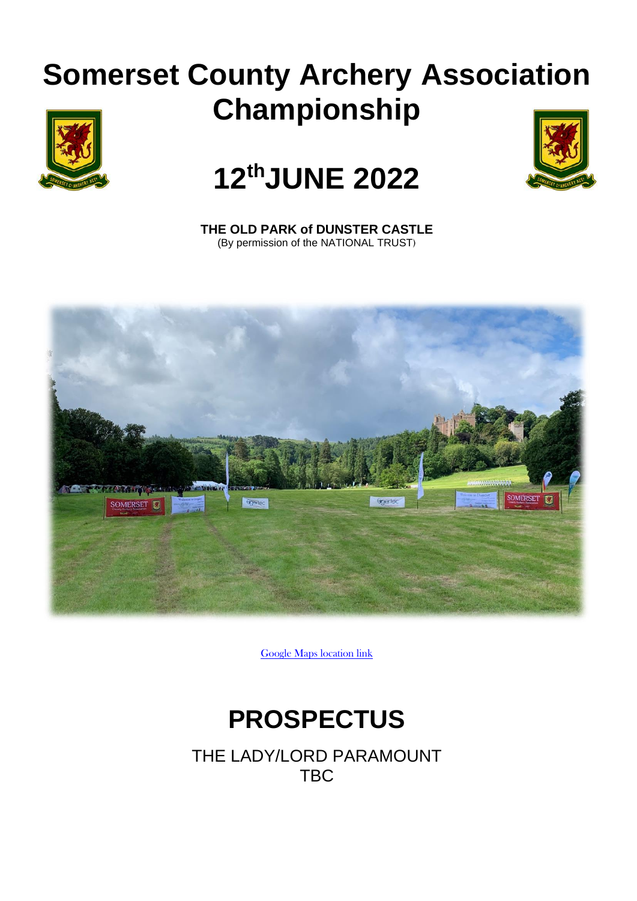# Somerset County Archery Association Championship

# 12th JUNE 2022

**THE OLD PARK of DUNSTER CASTLE**
(By permission of the NATIONAL TRUST)

Google Maps location link

# PROSPECTUS

THE LADY/LORD PARAMOUNT
TBC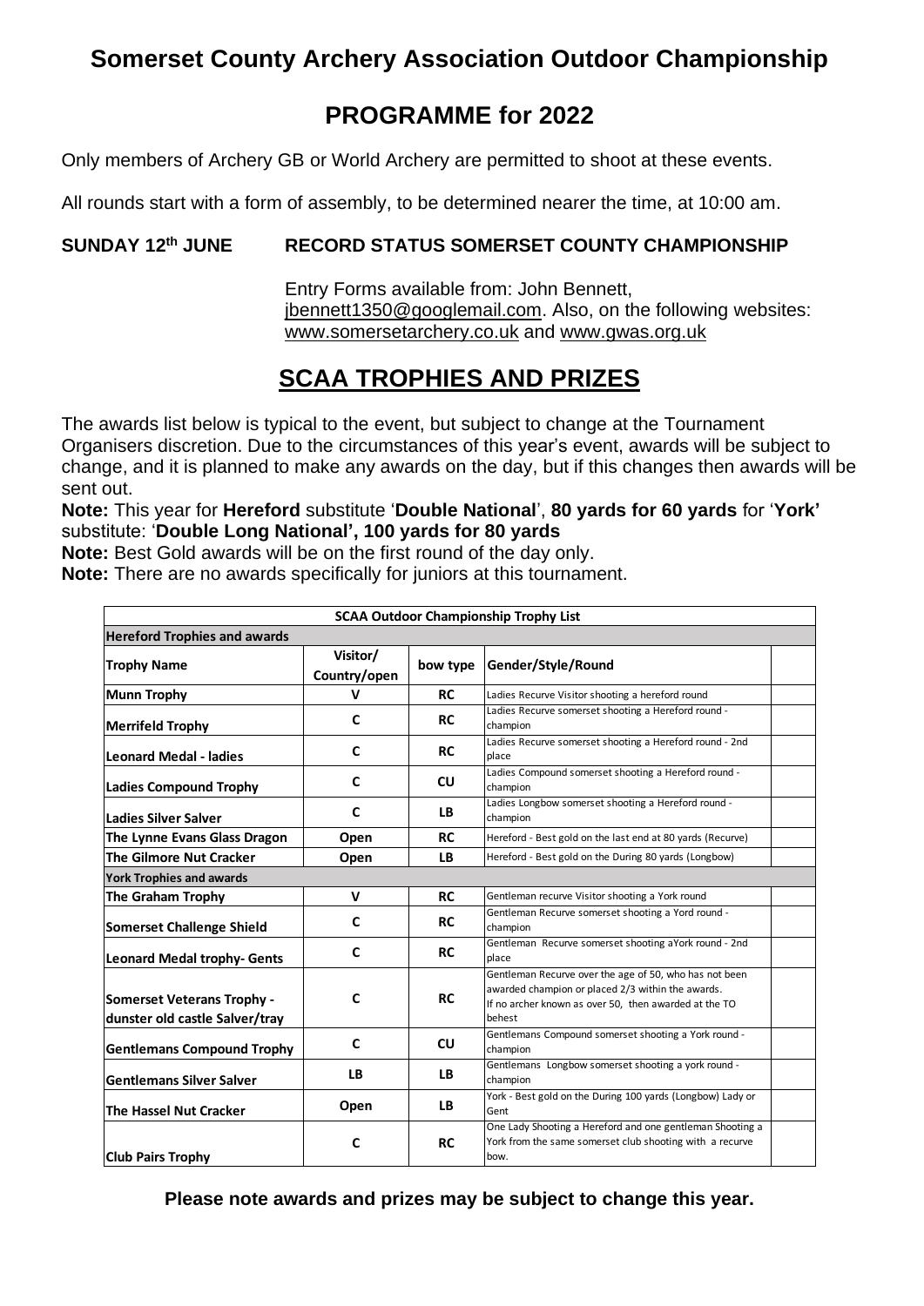# Somerset County Archery Association Outdoor Championship

## PROGRAMME for 2022

Only members of Archery GB or World Archery are permitted to shoot at these events.

All rounds start with a form of assembly, to be determined nearer the time, at 10:00 am.

**SUNDAY 12th JUNE RECORD STATUS SOMERSET COUNTY CHAMPIONSHIP**

Entry Forms available from: John Bennett, jbennett1350@googlemail.com. Also, on the following websites: www.somersetarchery.co.uk and www.gwas.org.uk

## SCAA TROPHIES AND PRIZES

The awards list below is typical to the event, but subject to change at the Tournament Organisers discretion. Due to the circumstances of this year's event, awards will be subject to change, and it is planned to make any awards on the day, but if this changes then awards will be sent out.

**Note:** This year for **Hereford** substitute '**Double National**', **80 yards for 60 yards** for '**York'** substitute: '**Double Long National', 100 yards for 80 yards**

**Note:** Best Gold awards will be on the first round of the day only.

**Note:** There are no awards specifically for juniors at this tournament.

| **SCAA Outdoor Championship Trophy List** | | | | |
|---|---|---|---|---|
| **Hereford Trophies and awards** | | | | |
| **Trophy Name** | **Visitor/ Country/open** | **bow type** | **Gender/Style/Round** | |
| **Munn Trophy** | **V** | **RC** | Ladies Recurve Visitor shooting a hereford round | |
| **Merrifeld Trophy** | **C** | **RC** | Ladies Recurve somerset shooting a Hereford round - champion | |
| **Leonard Medal - ladies** | **C** | **RC** | Ladies Recurve somerset shooting a Hereford round - 2nd place | |
| **Ladies Compound Trophy** | **C** | **CU** | Ladies Compound somerset shooting a Hereford round - champion | |
| **Ladies Silver Salver** | **C** | **LB** | Ladies Longbow somerset shooting a Hereford round - champion | |
| **The Lynne Evans Glass Dragon** | **Open** | **RC** | Hereford - Best gold on the last end at 80 yards (Recurve) | |
| **The Gilmore Nut Cracker** | **Open** | **LB** | Hereford - Best gold on the During 80 yards (Longbow) | |
| **York Trophies and awards** | | | | |
| **The Graham Trophy** | **V** | **RC** | Gentleman recurve Visitor shooting a York round | |
| **Somerset Challenge Shield** | **C** | **RC** | Gentleman Recurve somerset shooting a Yord round - champion | |
| **Leonard Medal trophy- Gents** | **C** | **RC** | Gentleman Recurve somerset shooting aYork round - 2nd place | |
| **Somerset Veterans Trophy - dunster old castle Salver/tray** | **C** | **RC** | Gentleman Recurve over the age of 50, who has not been awarded champion or placed 2/3 within the awards. If no archer known as over 50, then awarded at the TO behest | |
| **Gentlemans Compound Trophy** | **C** | **CU** | Gentlemans Compound somerset shooting a York round - champion | |
| **Gentlemans Silver Salver** | **LB** | **LB** | Gentlemans Longbow somerset shooting a york round - champion | |
| **The Hassel Nut Cracker** | **Open** | **LB** | York - Best gold on the During 100 yards (Longbow) Lady or Gent | |
| **Club Pairs Trophy** | **C** | **RC** | One Lady Shooting a Hereford and one gentleman Shooting a York from the same somerset club shooting with a recurve bow. | |

**Please note awards and prizes may be subject to change this year.**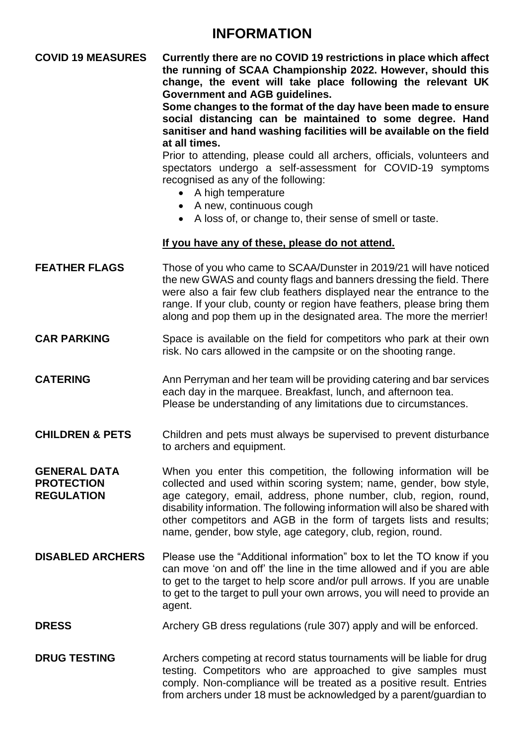# INFORMATION

**COVID 19 MEASURES**

**Currently there are no COVID 19 restrictions in place which affect the running of SCAA Championship 2022. However, should this change, the event will take place following the relevant UK Government and AGB guidelines.**

**Some changes to the format of the day have been made to ensure social distancing can be maintained to some degree. Hand sanitiser and hand washing facilities will be available on the field at all times.**

Prior to attending, please could all archers, officials, volunteers and spectators undergo a self-assessment for COVID-19 symptoms recognised as any of the following:

- A high temperature
- A new, continuous cough
- A loss of, or change to, their sense of smell or taste.

**<u>If you have any of these, please do not attend.</u>**

**FEATHER FLAGS**

Those of you who came to SCAA/Dunster in 2019/21 will have noticed the new GWAS and county flags and banners dressing the field. There were also a fair few club feathers displayed near the entrance to the range. If your club, county or region have feathers, please bring them along and pop them up in the designated area. The more the merrier!

**CAR PARKING**

Space is available on the field for competitors who park at their own risk. No cars allowed in the campsite or on the shooting range.

**CATERING**

Ann Perryman and her team will be providing catering and bar services each day in the marquee. Breakfast, lunch, and afternoon tea. Please be understanding of any limitations due to circumstances.

**CHILDREN & PETS**

Children and pets must always be supervised to prevent disturbance to archers and equipment.

**GENERAL DATA PROTECTION REGULATION**

When you enter this competition, the following information will be collected and used within scoring system; name, gender, bow style, age category, email, address, phone number, club, region, round, disability information. The following information will also be shared with other competitors and AGB in the form of targets lists and results; name, gender, bow style, age category, club, region, round.

**DISABLED ARCHERS**

Please use the "Additional information" box to let the TO know if you can move 'on and off' the line in the time allowed and if you are able to get to the target to help score and/or pull arrows. If you are unable to get to the target to pull your own arrows, you will need to provide an agent.

**DRESS**

Archery GB dress regulations (rule 307) apply and will be enforced.

**DRUG TESTING**

Archers competing at record status tournaments will be liable for drug testing. Competitors who are approached to give samples must comply. Non-compliance will be treated as a positive result. Entries from archers under 18 must be acknowledged by a parent/guardian to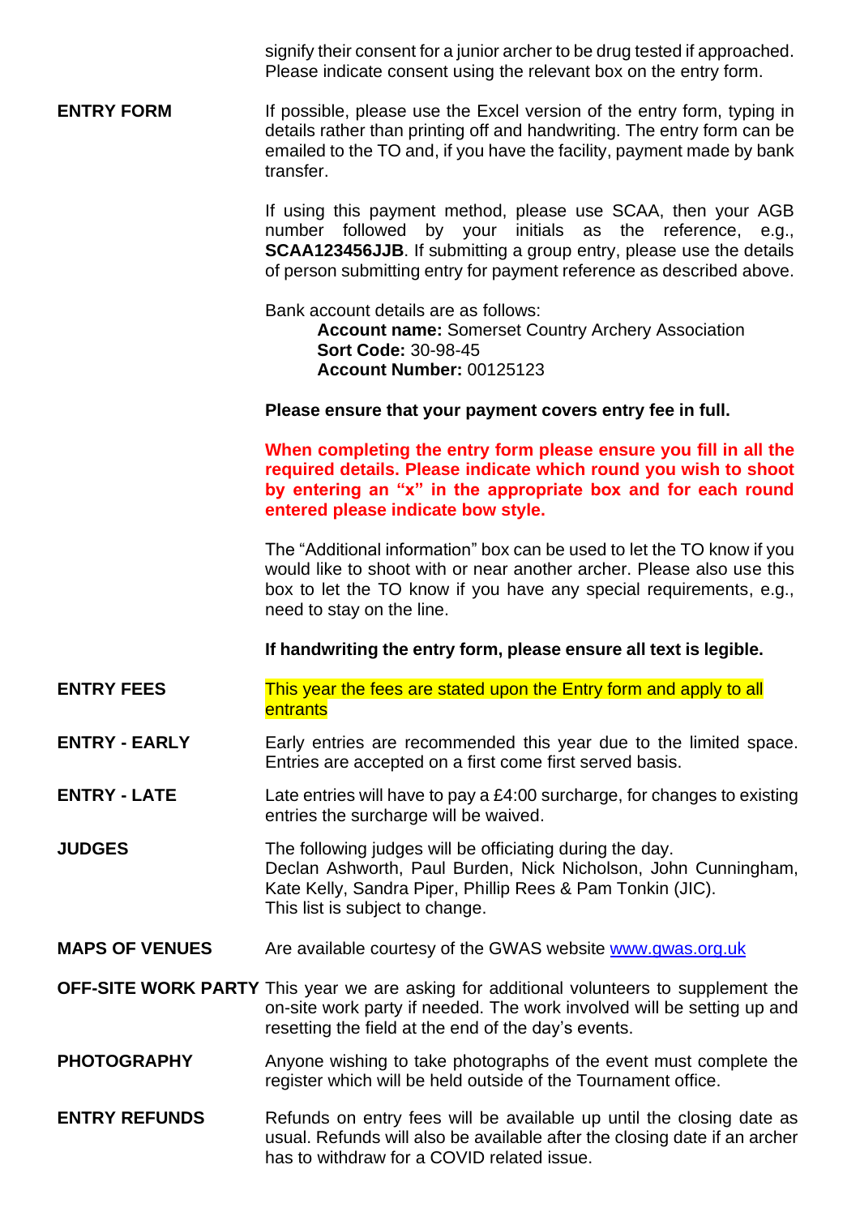signify their consent for a junior archer to be drug tested if approached. Please indicate consent using the relevant box on the entry form.

**ENTRY FORM**

If possible, please use the Excel version of the entry form, typing in details rather than printing off and handwriting. The entry form can be emailed to the TO and, if you have the facility, payment made by bank transfer.

If using this payment method, please use SCAA, then your AGB number followed by your initials as the reference, e.g., **SCAA123456JJB**. If submitting a group entry, please use the details of person submitting entry for payment reference as described above.

Bank account details are as follows:

> **Account name:** Somerset Country Archery Association
> **Sort Code:** 30-98-45
> **Account Number:** 00125123

**Please ensure that your payment covers entry fee in full.**

**When completing the entry form please ensure you fill in all the required details. Please indicate which round you wish to shoot by entering an "x" in the appropriate box and for each round entered please indicate bow style.**

The "Additional information" box can be used to let the TO know if you would like to shoot with or near another archer. Please also use this box to let the TO know if you have any special requirements, e.g., need to stay on the line.

**If handwriting the entry form, please ensure all text is legible.**

**ENTRY FEES**

This year the fees are stated upon the Entry form and apply to all entrants

**ENTRY - EARLY**

Early entries are recommended this year due to the limited space. Entries are accepted on a first come first served basis.

**ENTRY - LATE**

Late entries will have to pay a £4:00 surcharge, for changes to existing entries the surcharge will be waived.

**JUDGES**

The following judges will be officiating during the day.
Declan Ashworth, Paul Burden, Nick Nicholson, John Cunningham, Kate Kelly, Sandra Piper, Phillip Rees & Pam Tonkin (JIC).
This list is subject to change.

**MAPS OF VENUES**

Are available courtesy of the GWAS website www.gwas.org.uk

**OFF-SITE WORK PARTY**

This year we are asking for additional volunteers to supplement the on-site work party if needed. The work involved will be setting up and resetting the field at the end of the day's events.

**PHOTOGRAPHY**

Anyone wishing to take photographs of the event must complete the register which will be held outside of the Tournament office.

**ENTRY REFUNDS**

Refunds on entry fees will be available up until the closing date as usual. Refunds will also be available after the closing date if an archer has to withdraw for a COVID related issue.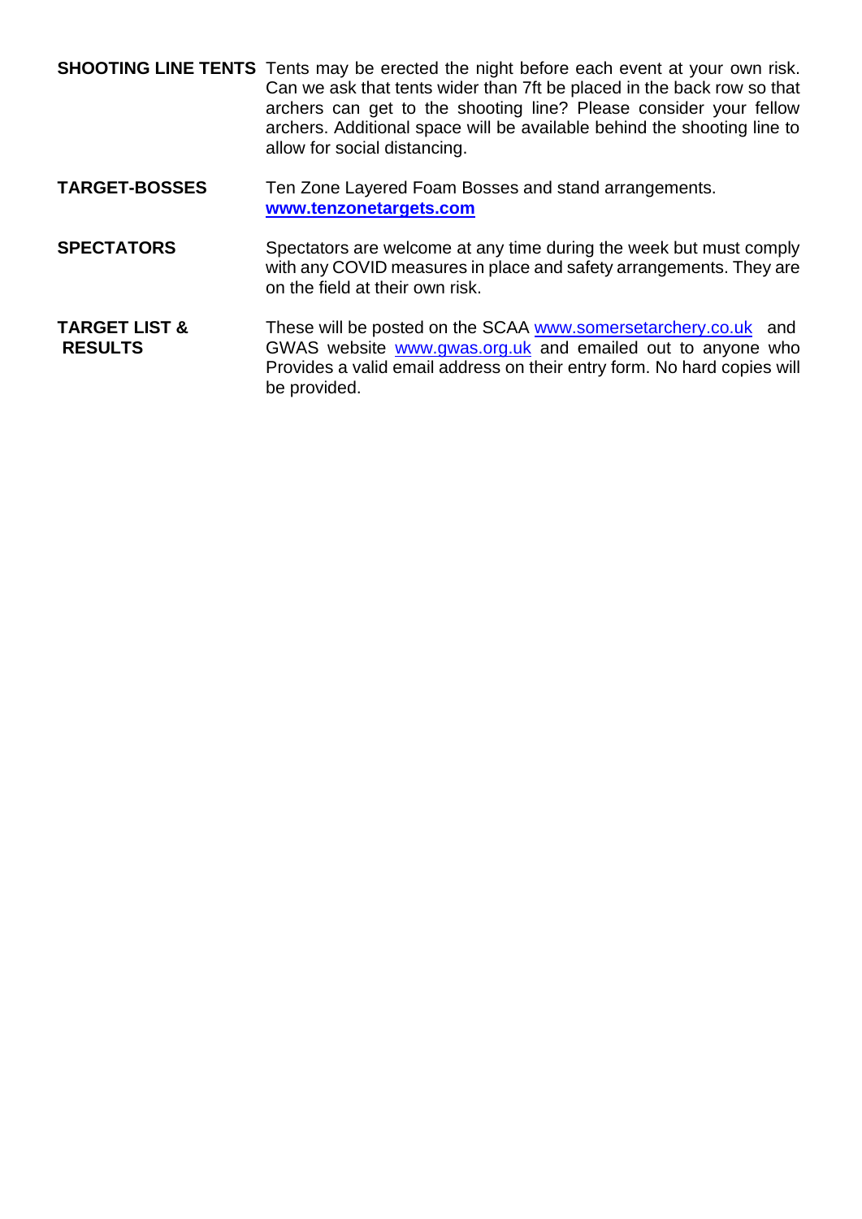**SHOOTING LINE TENTS** Tents may be erected the night before each event at your own risk. Can we ask that tents wider than 7ft be placed in the back row so that archers can get to the shooting line? Please consider your fellow archers. Additional space will be available behind the shooting line to allow for social distancing.

**TARGET-BOSSES** Ten Zone Layered Foam Bosses and stand arrangements. **www.tenzonetargets.com**

**SPECTATORS** Spectators are welcome at any time during the week but must comply with any COVID measures in place and safety arrangements. They are on the field at their own risk.

**TARGET LIST & RESULTS** These will be posted on the SCAA www.somersetarchery.co.uk and GWAS website www.gwas.org.uk and emailed out to anyone who Provides a valid email address on their entry form. No hard copies will be provided.